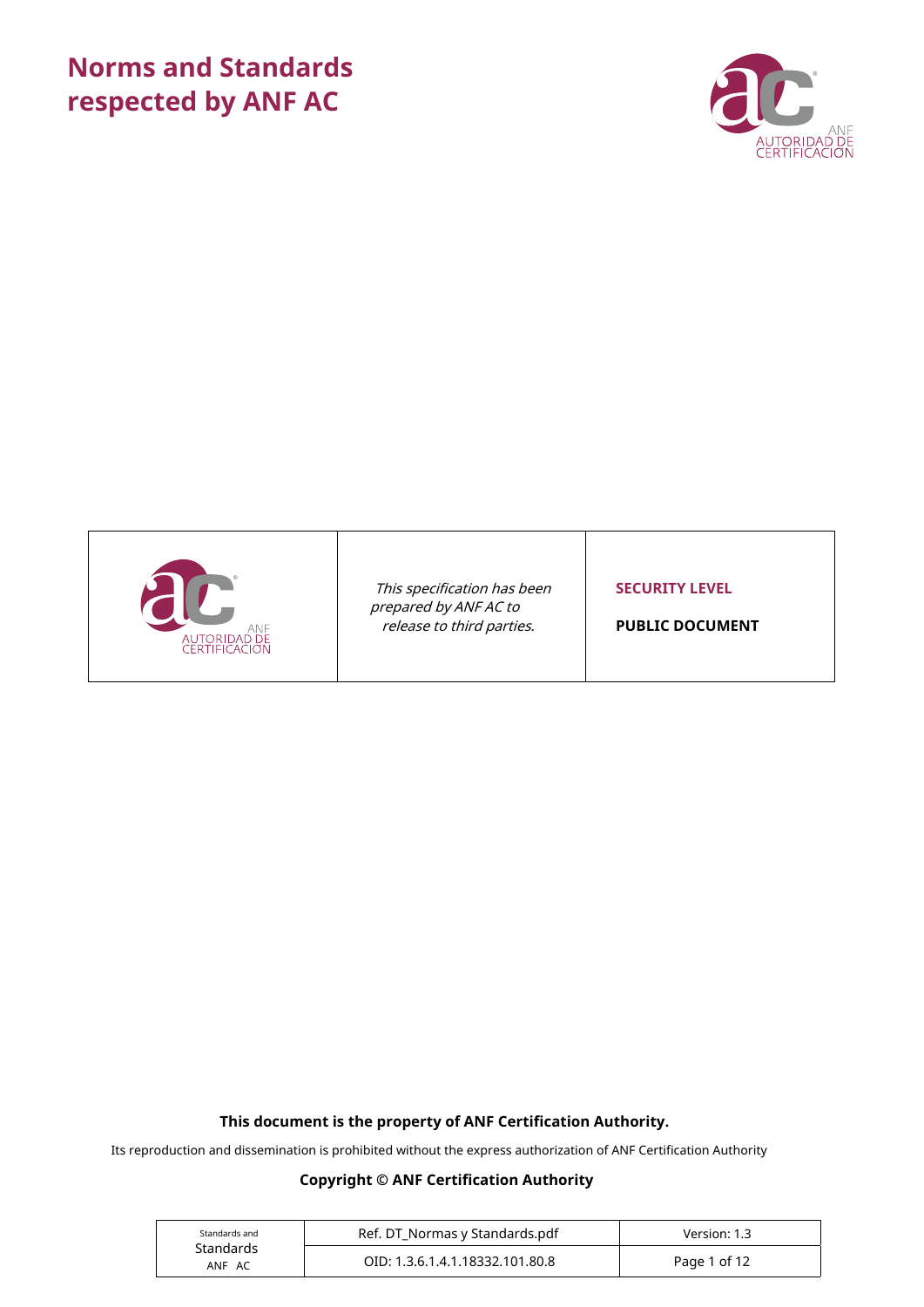# Norms and Standards respected by ANF AC

| | | |
|---|---|---|
| ANF AUTORIDAD DE CERTIFICACIÓN | *This specification has been prepared by ANF AC to release to third parties.* | **SECURITY LEVEL** **PUBLIC DOCUMENT** |

**This document is the property of ANF Certification Authority.**

Its reproduction and dissemination is prohibited without the express authorization of ANF Certification Authority

**Copyright © ANF Certification Authority**

| Standards and Standards ANF AC | Ref. DT_Normas y Standards.pdf | Version: 1.3 |
|---|---|---|
| | OID: 1.3.6.1.4.1.18332.101.80.8 | |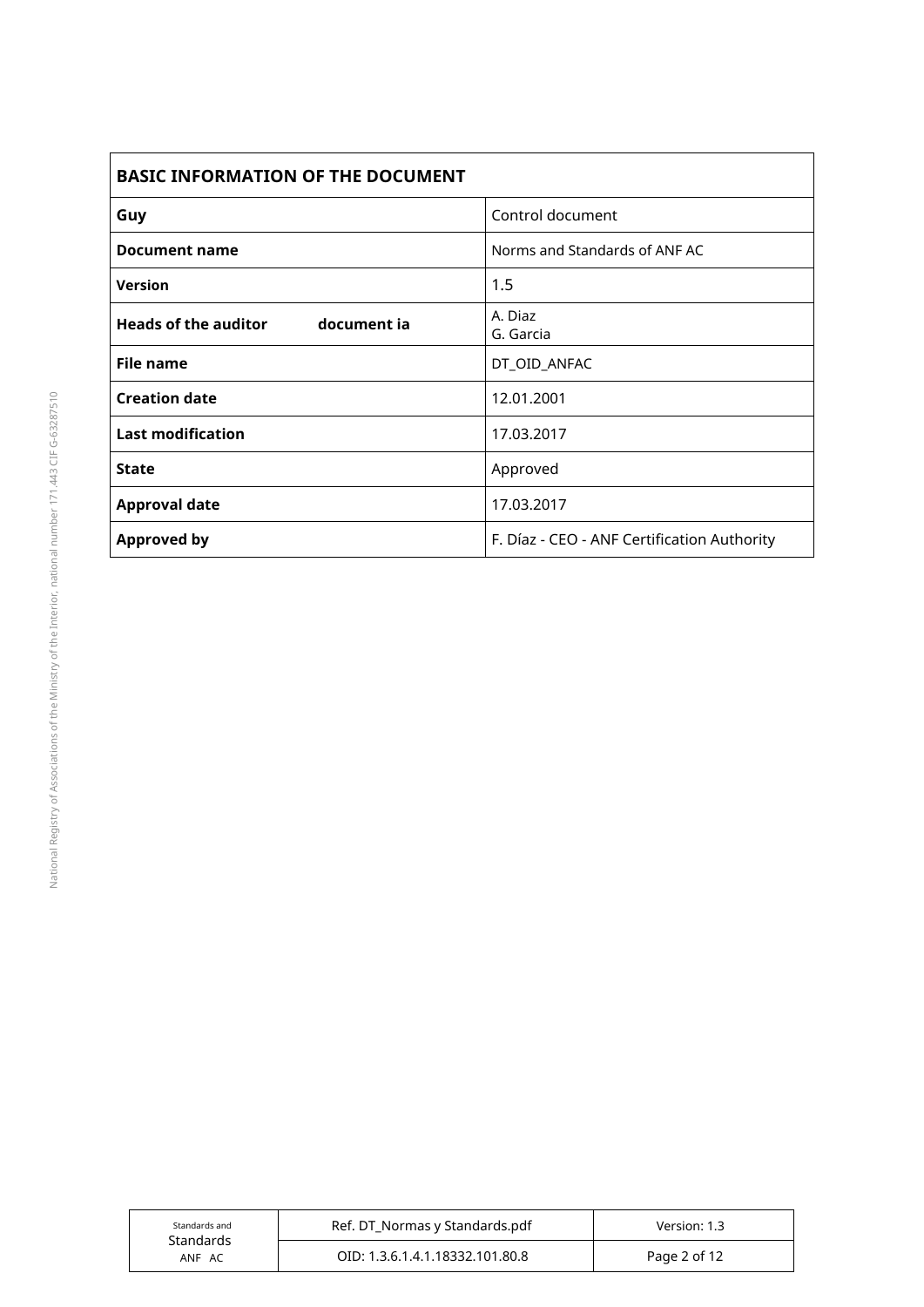| BASIC INFORMATION OF THE DOCUMENT | |
|---|---|
| **Guy** | Control document |
| **Document name** | Norms and Standards of ANF AC |
| **Version** | 1.5 |
| **Heads of the auditor document ia** | A. Diaz<br>G. Garcia |
| **File name** | DT_OID_ANFAC |
| **Creation date** | 12.01.2001 |
| **Last modification** | 17.03.2017 |
| **State** | Approved |
| **Approval date** | 17.03.2017 |
| **Approved by** | F. Díaz - CEO - ANF Certification Authority |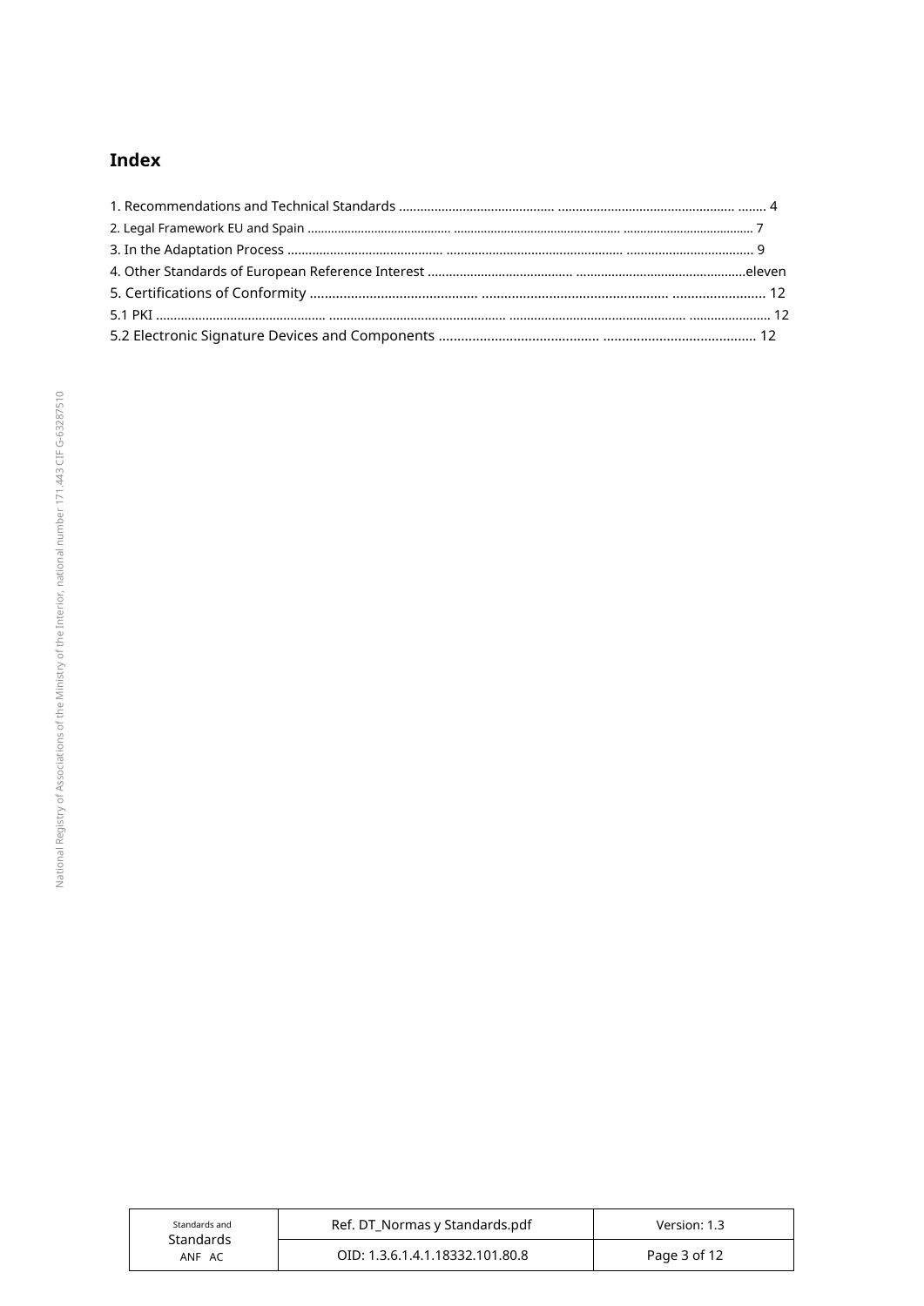## Index

1. Recommendations and Technical Standards ............................................ ................................................ ........ 4
2. Legal Framework EU and Spain ............................................ ................................................... ...................................... 7
3. In the Adaptation Process ............................................ .................................................. ................................... 9
4. Other Standards of European Reference Interest .......................................... ................................................eleven
5. Certifications of Conformity ............................................... ........................................................ ......................... 12
5.1 PKI .................................................. ...................................................... ...................................................... ....................... 12
5.2 Electronic Signature Devices and Components ............................................ ......................................... 12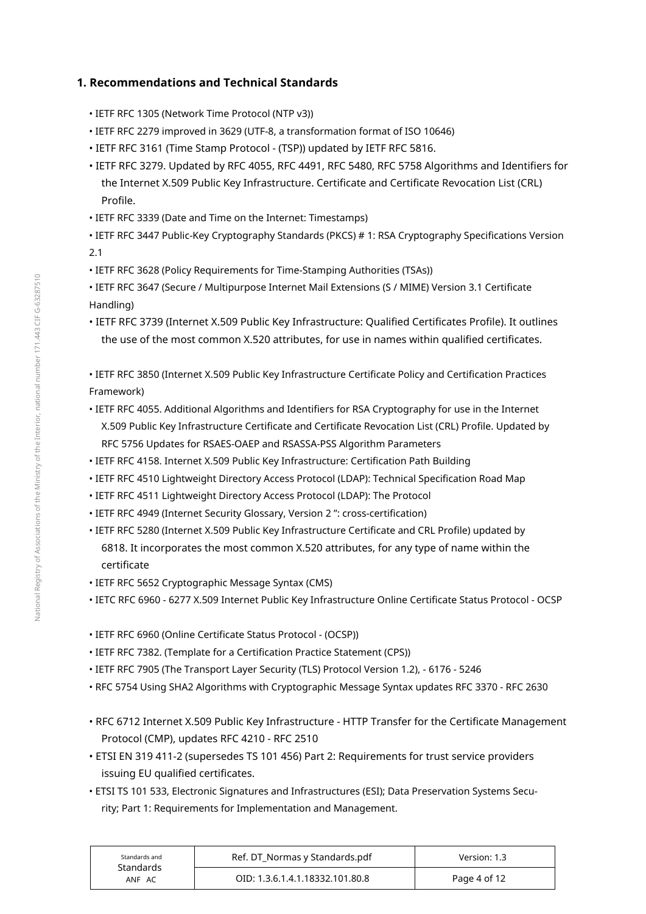# 1. Recommendations and Technical Standards

- IETF RFC 1305 (Network Time Protocol (NTP v3))
- IETF RFC 2279 improved in 3629 (UTF-8, a transformation format of ISO 10646)
- IETF RFC 3161 (Time Stamp Protocol - (TSP)) updated by IETF RFC 5816.
- IETF RFC 3279. Updated by RFC 4055, RFC 4491, RFC 5480, RFC 5758 Algorithms and Identifiers for the Internet X.509 Public Key Infrastructure. Certificate and Certificate Revocation List (CRL) Profile.
- IETF RFC 3339 (Date and Time on the Internet: Timestamps)
- IETF RFC 3447 Public-Key Cryptography Standards (PKCS) # 1: RSA Cryptography Specifications Version 2.1
- IETF RFC 3628 (Policy Requirements for Time-Stamping Authorities (TSAs))
- IETF RFC 3647 (Secure / Multipurpose Internet Mail Extensions (S / MIME) Version 3.1 Certificate Handling)
- IETF RFC 3739 (Internet X.509 Public Key Infrastructure: Qualified Certificates Profile). It outlines the use of the most common X.520 attributes, for use in names within qualified certificates.
- IETF RFC 3850 (Internet X.509 Public Key Infrastructure Certificate Policy and Certification Practices Framework)
- IETF RFC 4055. Additional Algorithms and Identifiers for RSA Cryptography for use in the Internet X.509 Public Key Infrastructure Certificate and Certificate Revocation List (CRL) Profile. Updated by RFC 5756 Updates for RSAES-OAEP and RSASSA-PSS Algorithm Parameters
- IETF RFC 4158. Internet X.509 Public Key Infrastructure: Certification Path Building
- IETF RFC 4510 Lightweight Directory Access Protocol (LDAP): Technical Specification Road Map
- IETF RFC 4511 Lightweight Directory Access Protocol (LDAP): The Protocol
- IETF RFC 4949 (Internet Security Glossary, Version 2 ": cross-certification)
- IETF RFC 5280 (Internet X.509 Public Key Infrastructure Certificate and CRL Profile) updated by 6818. It incorporates the most common X.520 attributes, for any type of name within the certificate
- IETF RFC 5652 Cryptographic Message Syntax (CMS)
- IETC RFC 6960 - 6277 X.509 Internet Public Key Infrastructure Online Certificate Status Protocol - OCSP
- IETF RFC 6960 (Online Certificate Status Protocol - (OCSP))
- IETF RFC 7382. (Template for a Certification Practice Statement (CPS))
- IETF RFC 7905 (The Transport Layer Security (TLS) Protocol Version 1.2), - 6176 - 5246
- RFC 5754 Using SHA2 Algorithms with Cryptographic Message Syntax updates RFC 3370 - RFC 2630
- RFC 6712 Internet X.509 Public Key Infrastructure - HTTP Transfer for the Certificate Management Protocol (CMP), updates RFC 4210 - RFC 2510
- ETSI EN 319 411-2 (supersedes TS 101 456) Part 2: Requirements for trust service providers issuing EU qualified certificates.
- ETSI TS 101 533, Electronic Signatures and Infrastructures (ESI); Data Preservation Systems Security; Part 1: Requirements for Implementation and Management.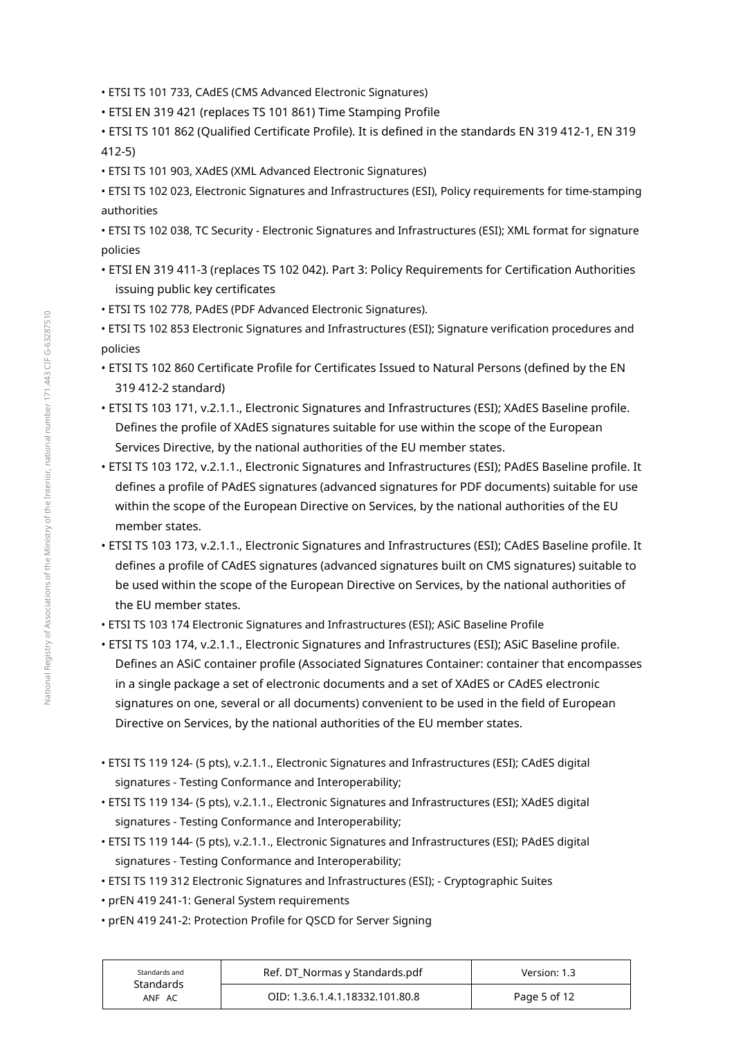- ETSI TS 101 733, CAdES (CMS Advanced Electronic Signatures)
- ETSI EN 319 421 (replaces TS 101 861) Time Stamping Profile
- ETSI TS 101 862 (Qualified Certificate Profile). It is defined in the standards EN 319 412-1, EN 319 412-5)
- ETSI TS 101 903, XAdES (XML Advanced Electronic Signatures)
- ETSI TS 102 023, Electronic Signatures and Infrastructures (ESI), Policy requirements for time-stamping authorities
- ETSI TS 102 038, TC Security - Electronic Signatures and Infrastructures (ESI); XML format for signature policies
- ETSI EN 319 411-3 (replaces TS 102 042). Part 3: Policy Requirements for Certification Authorities issuing public key certificates
- ETSI TS 102 778, PAdES (PDF Advanced Electronic Signatures).
- ETSI TS 102 853 Electronic Signatures and Infrastructures (ESI); Signature verification procedures and policies
- ETSI TS 102 860 Certificate Profile for Certificates Issued to Natural Persons (defined by the EN 319 412-2 standard)
- ETSI TS 103 171, v.2.1.1., Electronic Signatures and Infrastructures (ESI); XAdES Baseline profile. Defines the profile of XAdES signatures suitable for use within the scope of the European Services Directive, by the national authorities of the EU member states.
- ETSI TS 103 172, v.2.1.1., Electronic Signatures and Infrastructures (ESI); PAdES Baseline profile. It defines a profile of PAdES signatures (advanced signatures for PDF documents) suitable for use within the scope of the European Directive on Services, by the national authorities of the EU member states.
- ETSI TS 103 173, v.2.1.1., Electronic Signatures and Infrastructures (ESI); CAdES Baseline profile. It defines a profile of CAdES signatures (advanced signatures built on CMS signatures) suitable to be used within the scope of the European Directive on Services, by the national authorities of the EU member states.
- ETSI TS 103 174 Electronic Signatures and Infrastructures (ESI); ASiC Baseline Profile
- ETSI TS 103 174, v.2.1.1., Electronic Signatures and Infrastructures (ESI); ASiC Baseline profile. Defines an ASiC container profile (Associated Signatures Container: container that encompasses in a single package a set of electronic documents and a set of XAdES or CAdES electronic signatures on one, several or all documents) convenient to be used in the field of European Directive on Services, by the national authorities of the EU member states.

- ETSI TS 119 124- (5 pts), v.2.1.1., Electronic Signatures and Infrastructures (ESI); CAdES digital signatures - Testing Conformance and Interoperability;
- ETSI TS 119 134- (5 pts), v.2.1.1., Electronic Signatures and Infrastructures (ESI); XAdES digital signatures - Testing Conformance and Interoperability;
- ETSI TS 119 144- (5 pts), v.2.1.1., Electronic Signatures and Infrastructures (ESI); PAdES digital signatures - Testing Conformance and Interoperability;
- ETSI TS 119 312 Electronic Signatures and Infrastructures (ESI); - Cryptographic Suites
- prEN 419 241-1: General System requirements
- prEN 419 241-2: Protection Profile for QSCD for Server Signing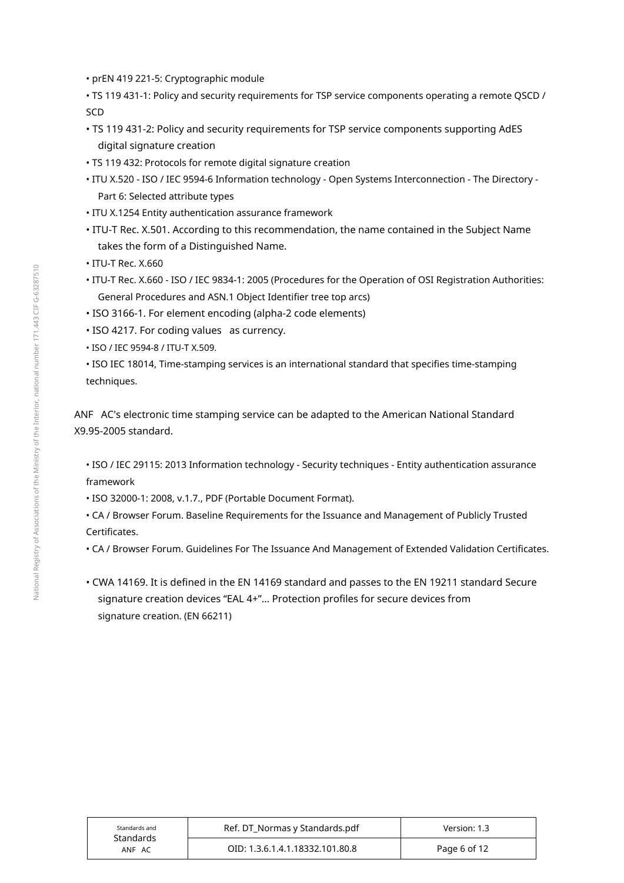- prEN 419 221-5: Cryptographic module
- TS 119 431-1: Policy and security requirements for TSP service components operating a remote QSCD / SCD
- TS 119 431-2: Policy and security requirements for TSP service components supporting AdES digital signature creation
- TS 119 432: Protocols for remote digital signature creation
- ITU X.520 - ISO / IEC 9594-6 Information technology - Open Systems Interconnection - The Directory - Part 6: Selected attribute types
- ITU X.1254 Entity authentication assurance framework
- ITU-T Rec. X.501. According to this recommendation, the name contained in the Subject Name takes the form of a Distinguished Name.
- ITU-T Rec. X.660
- ITU-T Rec. X.660 - ISO / IEC 9834-1: 2005 (Procedures for the Operation of OSI Registration Authorities: General Procedures and ASN.1 Object Identifier tree top arcs)
- ISO 3166-1. For element encoding (alpha-2 code elements)
- ISO 4217. For coding values as currency.
- ISO / IEC 9594-8 / ITU-T X.509.
- ISO IEC 18014, Time-stamping services is an international standard that specifies time-stamping techniques.

ANF AC's electronic time stamping service can be adapted to the American National Standard X9.95-2005 standard.

- ISO / IEC 29115: 2013 Information technology - Security techniques - Entity authentication assurance framework
- ISO 32000-1: 2008, v.1.7., PDF (Portable Document Format).
- CA / Browser Forum. Baseline Requirements for the Issuance and Management of Publicly Trusted Certificates.
- CA / Browser Forum. Guidelines For The Issuance And Management of Extended Validation Certificates.

- CWA 14169. It is defined in the EN 14169 standard and passes to the EN 19211 standard Secure signature creation devices "EAL 4+"... Protection profiles for secure devices from signature creation. (EN 66211)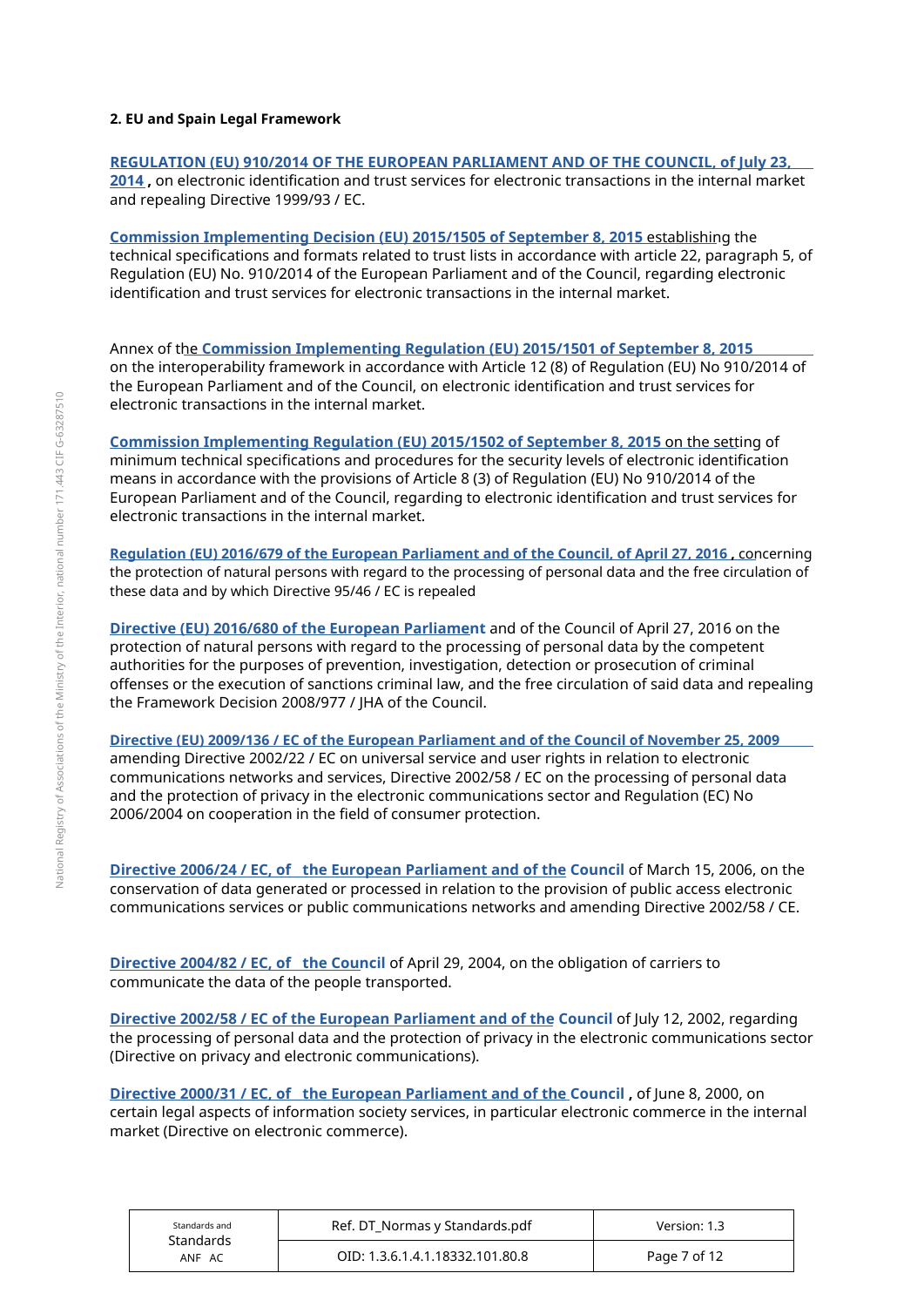**2. EU and Spain Legal Framework**

**REGULATION (EU) 910/2014 OF THE EUROPEAN PARLIAMENT AND OF THE COUNCIL, of July 23, 2014 ,** on electronic identification and trust services for electronic transactions in the internal market and repealing Directive 1999/93 / EC.

**Commission Implementing Decision (EU) 2015/1505 of September 8, 2015** establishing the technical specifications and formats related to trust lists in accordance with article 22, paragraph 5, of Regulation (EU) No. 910/2014 of the European Parliament and of the Council, regarding electronic identification and trust services for electronic transactions in the internal market.

Annex of the **Commission Implementing Regulation (EU) 2015/1501 of September 8, 2015** on the interoperability framework in accordance with Article 12 (8) of Regulation (EU) No 910/2014 of the European Parliament and of the Council, on electronic identification and trust services for electronic transactions in the internal market.

**Commission Implementing Regulation (EU) 2015/1502 of September 8, 2015** on the setting of minimum technical specifications and procedures for the security levels of electronic identification means in accordance with the provisions of Article 8 (3) of Regulation (EU) No 910/2014 of the European Parliament and of the Council, regarding to electronic identification and trust services for electronic transactions in the internal market.

**Regulation (EU) 2016/679 of the European Parliament and of the Council, of April 27, 2016 ,** concerning the protection of natural persons with regard to the processing of personal data and the free circulation of these data and by which Directive 95/46 / EC is repealed

**Directive (EU) 2016/680 of the European Parliament** and of the Council of April 27, 2016 on the protection of natural persons with regard to the processing of personal data by the competent authorities for the purposes of prevention, investigation, detection or prosecution of criminal offenses or the execution of sanctions criminal law, and the free circulation of said data and repealing the Framework Decision 2008/977 / JHA of the Council.

**Directive (EU) 2009/136 / EC of the European Parliament and of the Council of November 25, 2009** amending Directive 2002/22 / EC on universal service and user rights in relation to electronic communications networks and services, Directive 2002/58 / EC on the processing of personal data and the protection of privacy in the electronic communications sector and Regulation (EC) No 2006/2004 on cooperation in the field of consumer protection.

**Directive 2006/24 / EC, of the European Parliament and of the Council** of March 15, 2006, on the conservation of data generated or processed in relation to the provision of public access electronic communications services or public communications networks and amending Directive 2002/58 / CE.

**Directive 2004/82 / EC, of the Council** of April 29, 2004, on the obligation of carriers to communicate the data of the people transported.

**Directive 2002/58 / EC of the European Parliament and of the Council** of July 12, 2002, regarding the processing of personal data and the protection of privacy in the electronic communications sector (Directive on privacy and electronic communications).

**Directive 2000/31 / EC, of the European Parliament and of the Council ,** of June 8, 2000, on certain legal aspects of information society services, in particular electronic commerce in the internal market (Directive on electronic commerce).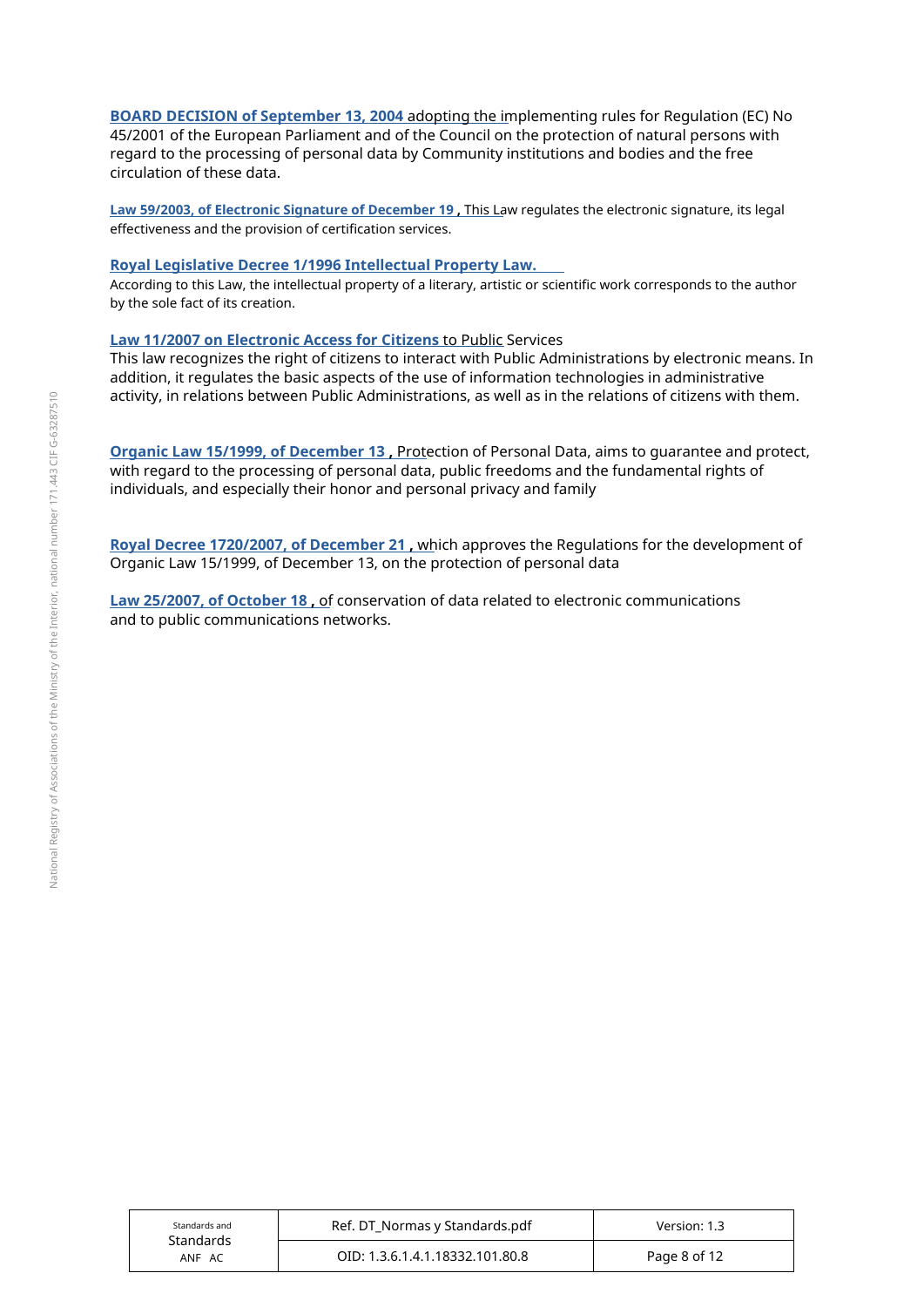**BOARD DECISION of September 13, 2004** adopting the implementing rules for Regulation (EC) No 45/2001 of the European Parliament and of the Council on the protection of natural persons with regard to the processing of personal data by Community institutions and bodies and the free circulation of these data.

**Law 59/2003, of Electronic Signature of December 19** , This Law regulates the electronic signature, its legal effectiveness and the provision of certification services.

**Royal Legislative Decree 1/1996 Intellectual Property Law.**

According to this Law, the intellectual property of a literary, artistic or scientific work corresponds to the author by the sole fact of its creation.

**Law 11/2007 on Electronic Access for Citizens** to Public Services

This law recognizes the right of citizens to interact with Public Administrations by electronic means. In addition, it regulates the basic aspects of the use of information technologies in administrative activity, in relations between Public Administrations, as well as in the relations of citizens with them.

**Organic Law 15/1999, of December 13** , Protection of Personal Data, aims to guarantee and protect, with regard to the processing of personal data, public freedoms and the fundamental rights of individuals, and especially their honor and personal privacy and family

**Royal Decree 1720/2007, of December 21** , which approves the Regulations for the development of Organic Law 15/1999, of December 13, on the protection of personal data

**Law 25/2007, of October 18** , of conservation of data related to electronic communications and to public communications networks.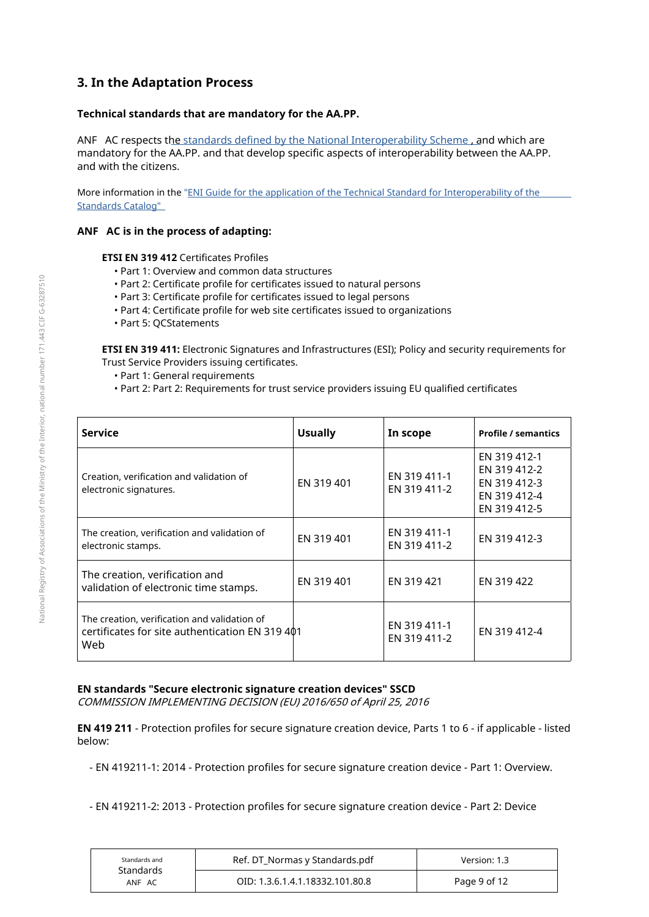## 3. In the Adaptation Process

**Technical standards that are mandatory for the AA.PP.**

ANF AC respects the standards defined by the National Interoperability Scheme , and which are mandatory for the AA.PP. and that develop specific aspects of interoperability between the AA.PP. and with the citizens.

More information in the "ENI Guide for the application of the Technical Standard for Interoperability of the Standards Catalog"

**ANF AC is in the process of adapting:**

**ETSI EN 319 412** Certificates Profiles

- Part 1: Overview and common data structures
- Part 2: Certificate profile for certificates issued to natural persons
- Part 3: Certificate profile for certificates issued to legal persons
- Part 4: Certificate profile for web site certificates issued to organizations
- Part 5: QCStatements

**ETSI EN 319 411:** Electronic Signatures and Infrastructures (ESI); Policy and security requirements for Trust Service Providers issuing certificates.

- Part 1: General requirements
- Part 2: Part 2: Requirements for trust service providers issuing EU qualified certificates

| Service | Usually | In scope | Profile / semantics |
|---|---|---|---|
| Creation, verification and validation of electronic signatures. | EN 319 401 | EN 319 411-1<br>EN 319 411-2 | EN 319 412-1<br>EN 319 412-2<br>EN 319 412-3<br>EN 319 412-4<br>EN 319 412-5 |
| The creation, verification and validation of electronic stamps. | EN 319 401 | EN 319 411-1<br>EN 319 411-2 | EN 319 412-3 |
| The creation, verification and validation of electronic time stamps. | EN 319 401 | EN 319 421 | EN 319 422 |
| The creation, verification and validation of certificates for site authentication EN 319 401 Web | | EN 319 411-1<br>EN 319 411-2 | EN 319 412-4 |

**EN standards "Secure electronic signature creation devices" SSCD**
*COMMISSION IMPLEMENTING DECISION (EU) 2016/650 of April 25, 2016*

**EN 419 211** - Protection profiles for secure signature creation device, Parts 1 to 6 - if applicable - listed below:

- EN 419211-1: 2014 - Protection profiles for secure signature creation device - Part 1: Overview.

- EN 419211-2: 2013 - Protection profiles for secure signature creation device - Part 2: Device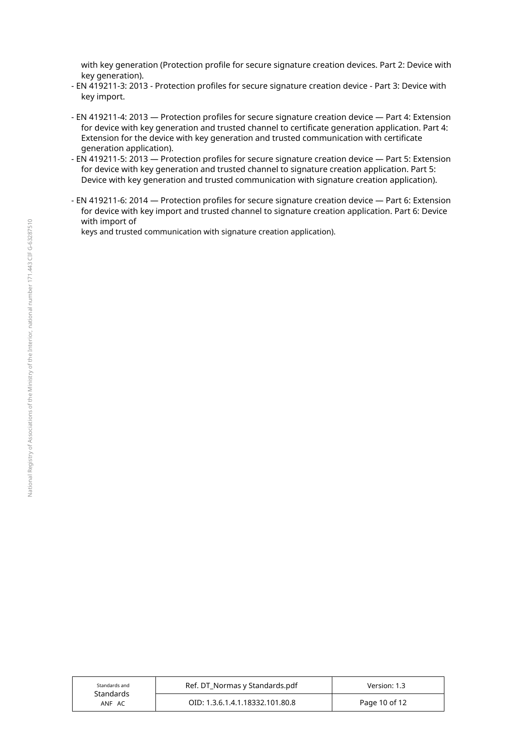with key generation (Protection profile for secure signature creation devices. Part 2: Device with key generation).

- EN 419211-3: 2013 - Protection profiles for secure signature creation device - Part 3: Device with key import.

- EN 419211-4: 2013 — Protection profiles for secure signature creation device — Part 4: Extension for device with key generation and trusted channel to certificate generation application. Part 4: Extension for the device with key generation and trusted communication with certificate generation application).
- EN 419211-5: 2013 — Protection profiles for secure signature creation device — Part 5: Extension for device with key generation and trusted channel to signature creation application. Part 5: Device with key generation and trusted communication with signature creation application).

- EN 419211-6: 2014 — Protection profiles for secure signature creation device — Part 6: Extension for device with key import and trusted channel to signature creation application. Part 6: Device with import of keys and trusted communication with signature creation application).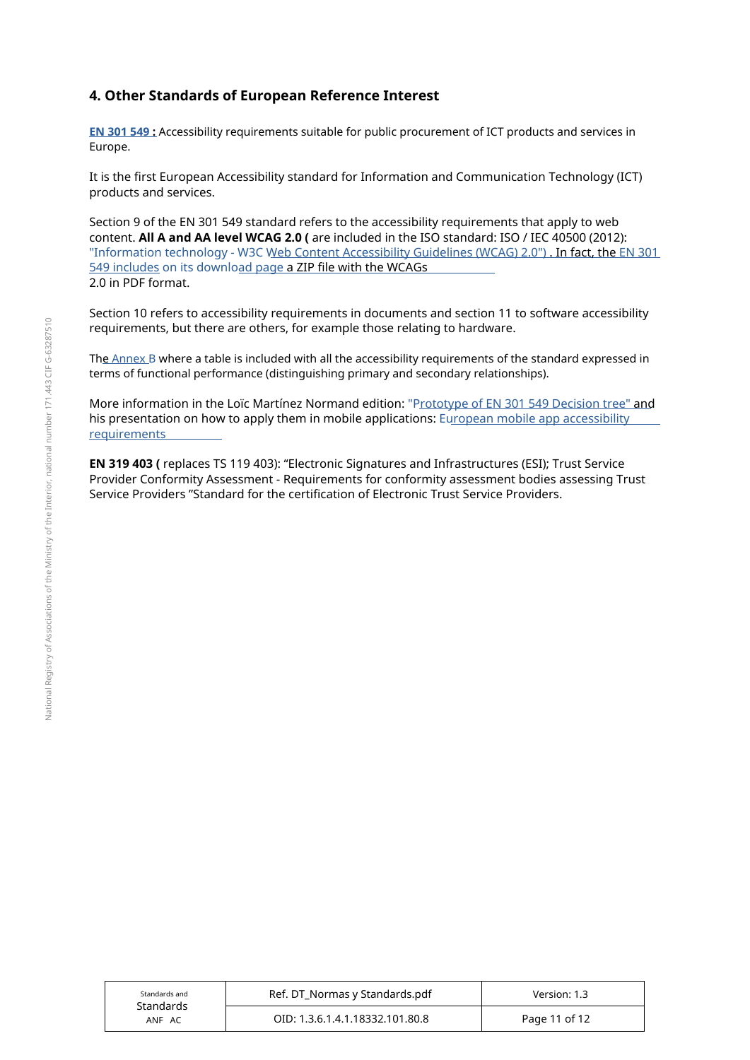## 4. Other Standards of European Reference Interest

**EN 301 549 :** Accessibility requirements suitable for public procurement of ICT products and services in Europe.

It is the first European Accessibility standard for Information and Communication Technology (ICT) products and services.

Section 9 of the EN 301 549 standard refers to the accessibility requirements that apply to web content. **All A and AA level WCAG 2.0 (** are included in the ISO standard: ISO / IEC 40500 (2012): "Information technology - W3C Web Content Accessibility Guidelines (WCAG) 2.0") . In fact, the EN 301 549 includes on its download page a ZIP file with the WCAGs 2.0 in PDF format.

Section 10 refers to accessibility requirements in documents and section 11 to software accessibility requirements, but there are others, for example those relating to hardware.

The Annex B where a table is included with all the accessibility requirements of the standard expressed in terms of functional performance (distinguishing primary and secondary relationships).

More information in the Loïc Martínez Normand edition: "Prototype of EN 301 549 Decision tree" and his presentation on how to apply them in mobile applications: European mobile app accessibility requirements

**EN 319 403 (** replaces TS 119 403): "Electronic Signatures and Infrastructures (ESI); Trust Service Provider Conformity Assessment - Requirements for conformity assessment bodies assessing Trust Service Providers "Standard for the certification of Electronic Trust Service Providers.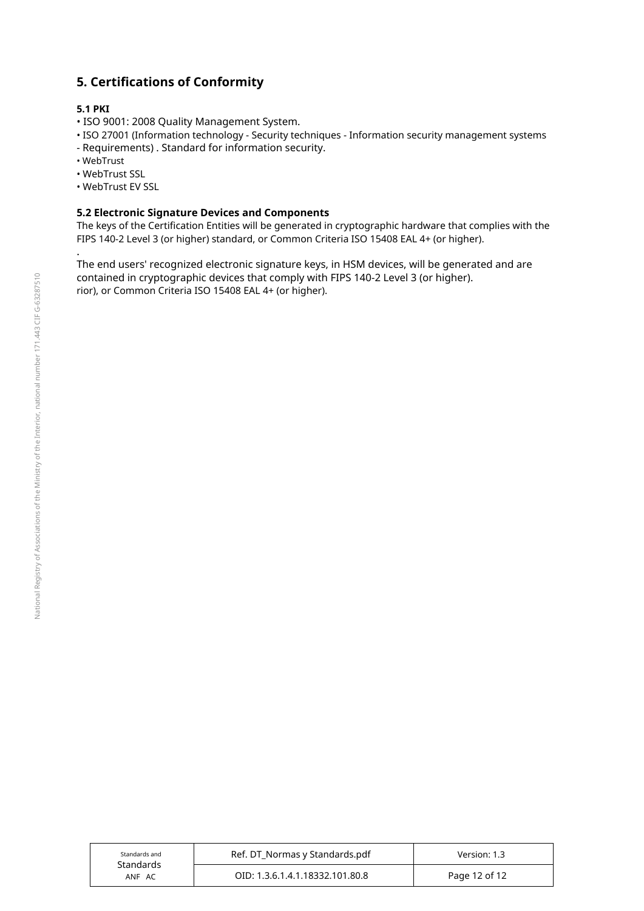## 5. Certifications of Conformity

### 5.1 PKI

- ISO 9001: 2008 Quality Management System.
- ISO 27001 (Information technology - Security techniques - Information security management systems - Requirements) . Standard for information security.
- WebTrust
- WebTrust SSL
- WebTrust EV SSL

### 5.2 Electronic Signature Devices and Components

The keys of the Certification Entities will be generated in cryptographic hardware that complies with the FIPS 140-2 Level 3 (or higher) standard, or Common Criteria ISO 15408 EAL 4+ (or higher).

.

The end users' recognized electronic signature keys, in HSM devices, will be generated and are contained in cryptographic devices that comply with FIPS 140-2 Level 3 (or higher).
rior), or Common Criteria ISO 15408 EAL 4+ (or higher).